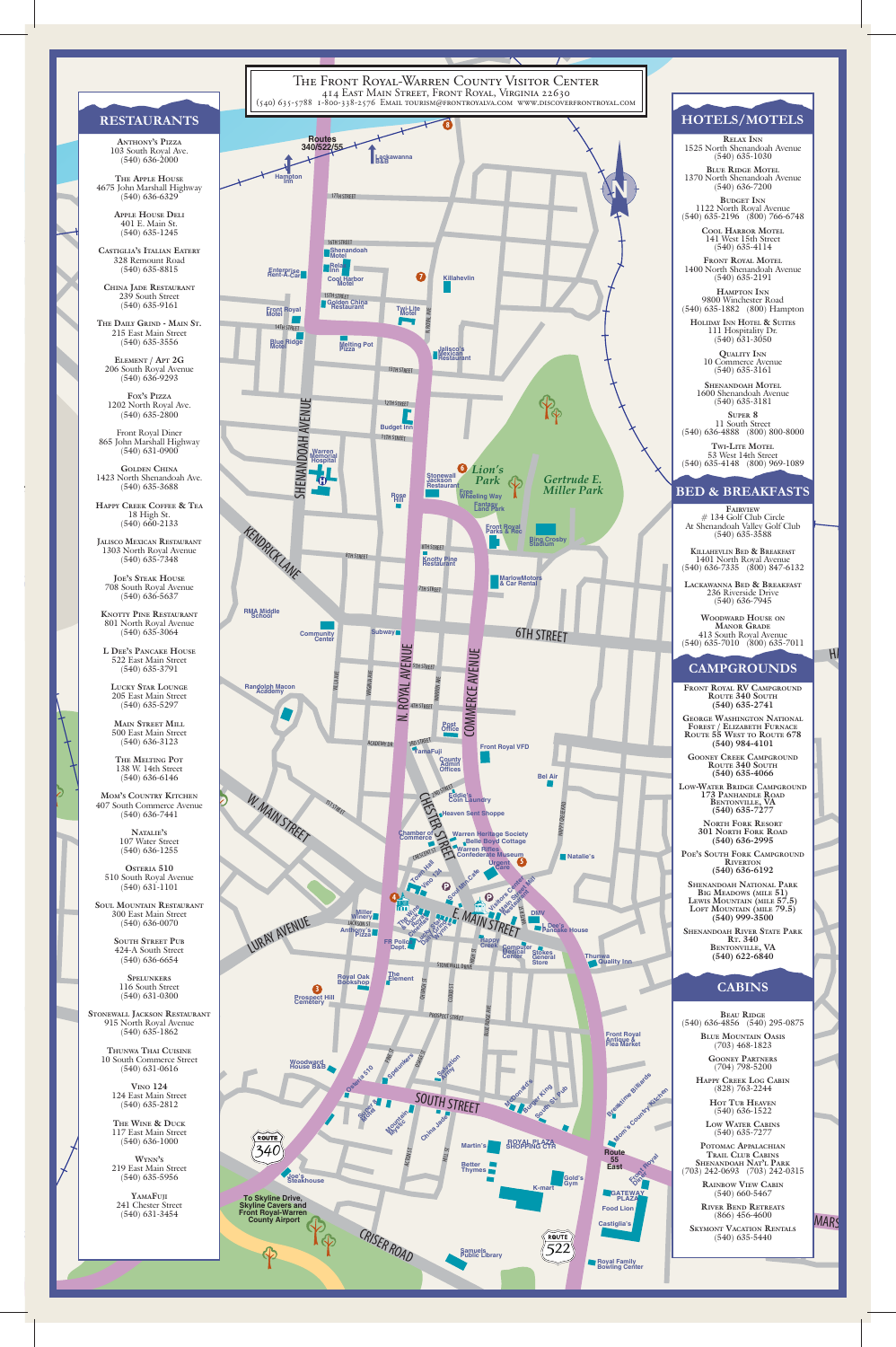# The Front Royal-Warren County Visitor Center

414 East Main Street, Front Royal, Virginia 22630
(540) 635-5788 1-800-338-2576 Email tourism@frontroyalva.com www.discoverfrontroyal.com

## Restaurants

Anthony's Pizza
103 South Royal Ave.
(540) 636-2000

The Apple House
4675 John Marshall Highway
(540) 636-6329

Apple House Deli
401 E. Main St.
(540) 635-1245

Castiglia's Italian Eatery
328 Remount Road
(540) 635-8815

China Jade Restaurant
239 South Street
(540) 635-9161

The Daily Grind - Main St.
215 East Main Street
(540) 635-3556

Element / Apt 2G
206 South Royal Avenue
(540) 636-9293

Fox's Pizza
1202 North Royal Ave.
(540) 635-2800

Front Royal Diner
865 John Marshall Highway
(540) 631-0900

Golden China
1423 North Shenandoah Ave.
(540) 635-3688

Happy Creek Coffee & Tea
18 High St.
(540) 660-2133

Jalisco Mexican Restaurant
1303 North Royal Avenue
(540) 635-7348

Joe's Steak House
708 South Royal Avenue
(540) 636-5637

Knotty Pine Restaurant
801 North Royal Avenue
(540) 635-3064

L Dee's Pancake House
522 East Main Street
(540) 635-3791

Lucky Star Lounge
205 East Main Street
(540) 635-5297

Main Street Mill
500 East Main Street
(540) 636-3123

The Melting Pot
138 W. 14th Street
(540) 636-6146

Mom's Country Kitchen
407 South Commerce Avenue
(540) 636-7441

Natalie's
107 Water Street
(540) 636-1255

Osteria 510
510 South Royal Avenue
(540) 631-1101

Soul Mountain Restaurant
300 East Main Street
(540) 636-0070

South Street Pub
424-A South Street
(540) 636-6654

Spelunkers
116 South Street
(540) 631-0300

Stonewall Jackson Restaurant
915 North Royal Avenue
(540) 635-1862

Thunwa Thai Cuisine
10 South Commerce Street
(540) 631-0616

Vino 124
124 East Main Street
(540) 635-2812

The Wine & Duck
117 East Main Street
(540) 636-1000

Wynn's
219 East Main Street
(540) 635-5956

YamaFuji
241 Chester Street
(540) 631-3454

## Hotels/Motels

Relax Inn
1525 North Shenandoah Avenue
(540) 635-1030

Blue Ridge Motel
1370 North Shenandoah Avenue
(540) 636-7200

Budget Inn
1122 North Royal Avenue
(540) 635-2196 (800) 766-6748

Cool Harbor Motel
141 West 15th Street
(540) 635-4114

Front Royal Motel
1400 North Shenandoah Avenue
(540) 635-2191

Hampton Inn
9800 Winchester Road
(540) 635-1882 (800) Hampton

Holiday Inn Hotel & Suites
111 Hospitality Dr.
(540) 631-3050

Quality Inn
10 Commerce Avenue
(540) 635-3161

Shenandoah Motel
1600 Shenandoah Avenue
(540) 635-3181

Super 8
11 South Street
(540) 636-4888 (800) 800-8000

Twi-Lite Motel
53 West 14th Street
(540) 635-4148 (800) 969-1089

## Bed & Breakfasts

Fairview
# 134 Golf Club Circle
At Shenandoah Valley Golf Club
(540) 635-3588

Killahevlin Bed & Breakfast
1401 North Royal Avenue
(540) 636-7335 (800) 847-6132

Lackawanna Bed & Breakfast
236 Riverside Drive
(540) 636-7945

Woodward House on Manor Grade
413 South Royal Avenue
(540) 635-7010 (800) 635-7011

## Campgrounds

Front Royal RV Campground
Route 340 South
(540) 635-2741

George Washington National Forest / Elizabeth Furnace
Route 55 West to Route 678
(540) 984-4101

Gooney Creek Campground
Route 340 South
(540) 635-4066

Low-Water Bridge Campground
173 Panhandle Road
Bentonville, VA
(540) 635-7277

North Fork Resort
301 North Fork Road
(540) 636-2995

Poe's South Fork Campground
Riverton
(540) 636-6192

Shenandoah National Park
Big Meadows (mile 51)
Lewis Mountain (mile 57.5)
Loft Mountain (mile 79.5)
(540) 999-3500

Shenandoah River State Park
Rt. 340
Bentonville, VA
(540) 622-6840

## Cabins

Beau Ridge
(540) 636-4856 (540) 295-0875

Blue Mountain Oasis
(703) 468-1823

Gooney Partners
(704) 798-5200

Happy Creek Log Cabin
(828) 763-2244

Hot Tub Heaven
(540) 636-1522

Low Water Cabins
(540) 635-7277

Potomac Appalachian Trail Club Cabins
Shenandoah Nat'l Park
(703) 242-0693 (703) 242-0315

Rainbow View Cabin
(540) 660-5467

River Bend Retreats
(866) 456-4600

Skymont Vacation Rentals
(540) 635-5440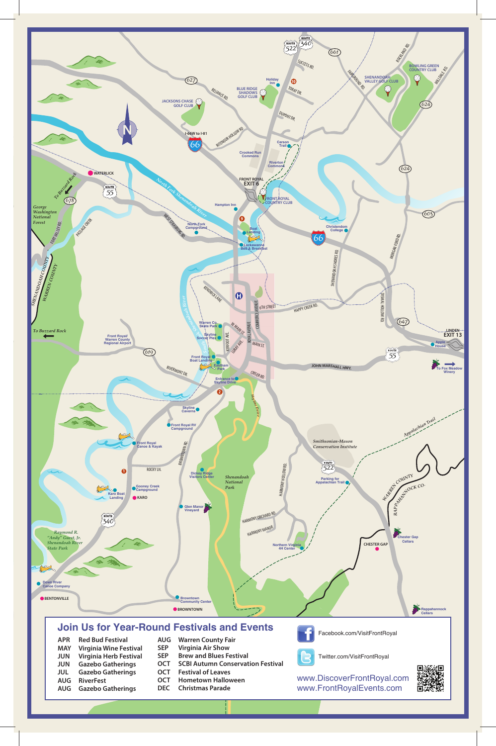ROUTE 522
ROUTE 340
661
SUCCESS RD.
ROCKLAND RD.
BOWLING GREEN COUNTRY CLUB
MILLDALE RD.
FAIRGROUND RD.
SHENANDOAH VALLEY GOLF CLUB
627
Holiday Inn
10
TORAY DR.
RELIANCE RD.
BLUE RIDGE SHADOWS GOLF CLUB
JACKSONS CHASE GOLF CLUB
DUPONT DR.
624
N
I-66W to I-81
66
RITENOUR HOLLOW RD
Carson Trail
Crooked Run Commons
Riverton Commons
624
WATERLICK
To Buzzard Rock
ROUTE 55
678
FRONT ROYAL EXIT 6
North Fork Shenandoah River
FRONT ROYAL COUNTRY CLUB
George Washington National Forest
Hampton Inn
603
WEST STRASBURG RD.
PASSAGE CREEK
FORT VALLEY RD.
North Fork Campground
9
Boat Landing
Christendom College
66
Lackawanna Bed & Breakfast
MORGAN FORD RD.
SHENANDOAH COUNTY
WARREN COUNTY
SHENANDOAH SHORES RD.
KENDRICK LANE
H
HAPPY CREEK RD.
6TH STREET
COMMERCE AVENUE
Shenandoah River
647
LINDEN EXIT 13
Warren Co. Skate Park
W. MAIN ST.
ROYAL AVENUE
To Buzzard Rock
Skyline Soccer Plex
KERFOOT AVE.
LURAY AVE.
MAIN ST.
Apple House
Front Royal/ Warren County Regional Airport
ROUTE 55
619
Front Royal Boat Landing
JOHN MARSHALL HWY.
To Fox Meadow Winery
Eastham Park
RIVERMONT DR.
CRISER RD.
DRY HOLLOW RD.
Entrance to Skyline Drive
2
Skyline Drive
Skyline Caverns
Appalachian Trail
Front Royal RV Campground
Smithsonian-Mason Conservation Institute
Front Royal Canoe & Kayak
BROWNTOWN RD.
ROUTE 522
ROCKY LN.
1
Dickey Ridge Visitors Center
Shenandoah National Park
HARMONY HOLLOW RD.
Parking for Appalachian Trail
WARREN COUNTY
RAPPAHANNOCK CO.
Gooney Creek Campground
Karo Boat Landing
KARO
Glen Manor Vineyard
ROUTE 340
HARMONY ORCHARD RD.
HARMONY MANOR
Raymond R. "Andy" Guest, Jr. Shenandoah River State Park
Northern Virginia 4H Center
CHESTER GAP
Chester Gap Cellars
Down River Canoe Company
BENTONVILLE
Browntown Community Center
BROWNTOWN
Rappahannock Cellars

## Join Us for Year-Round Festivals and Events

| | | | |
|---|---|---|---|
| APR | Red Bud Festival | AUG | Warren County Fair |
| MAY | Virginia Wine Festival | SEP | Virginia Air Show |
| JUN | Virginia Herb Festival | SEP | Brew and Blues Festival |
| JUN | Gazebo Gatherings | OCT | SCBI Autumn Conservation Festival |
| JUL | Gazebo Gatherings | OCT | Festival of Leaves |
| AUG | RiverFest | OCT | Hometown Halloween |
| AUG | Gazebo Gatherings | DEC | Christmas Parade |

Facebook.com/VisitFrontRoyal

Twitter.com/VisitFrontRoyal

www.DiscoverFrontRoyal.com
www.FrontRoyalEvents.com